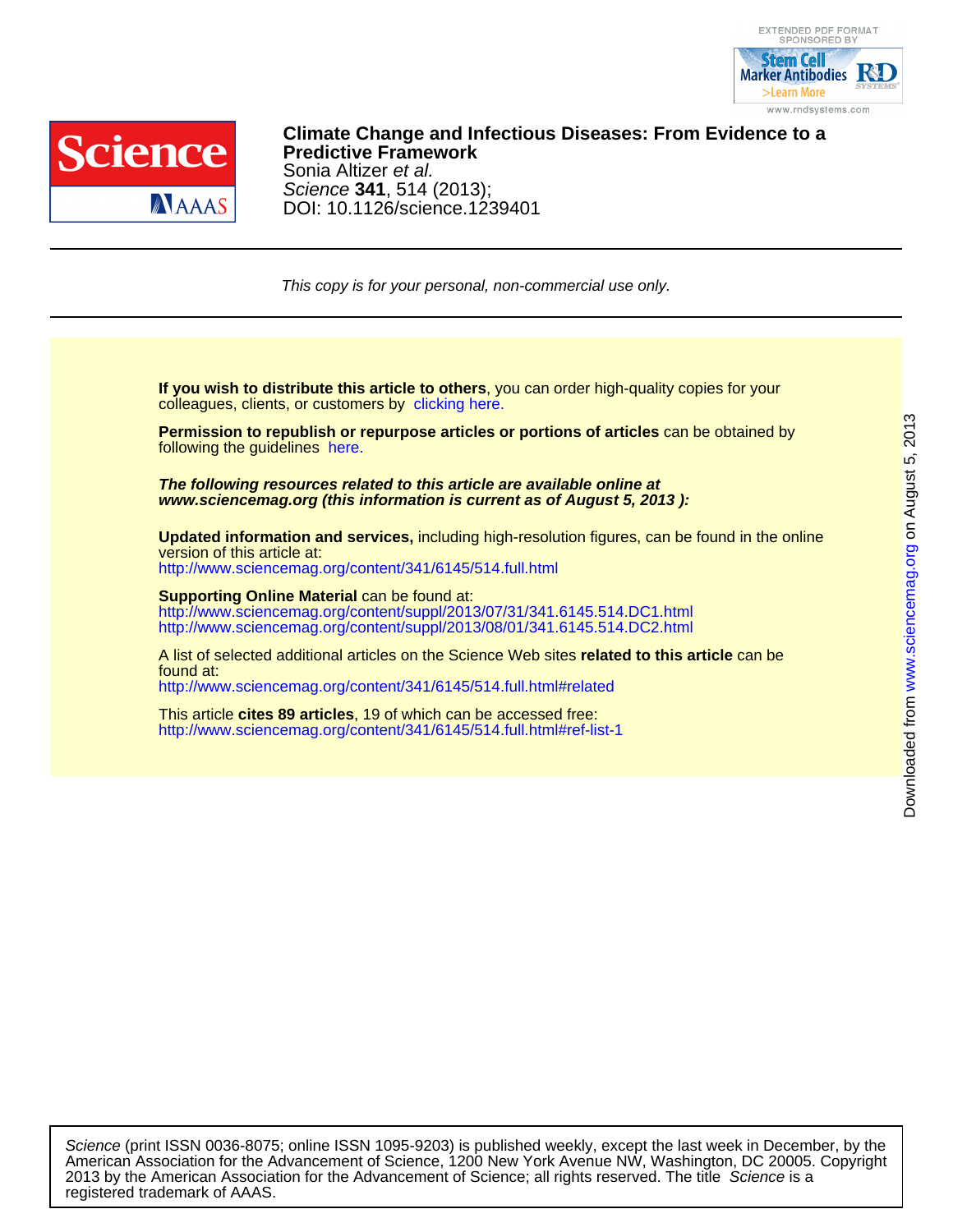# Climate Change and Infectious Diseases: From Evidence to a Predictive Framework

Sonia Altizer *et al.*

*Science* **341**, 514 (2013);
DOI: 10.1126/science.1239401

*This copy is for your personal, non-commercial use only.*

**If you wish to distribute this article to others**, you can order high-quality copies for your colleagues, clients, or customers by clicking here.

**Permission to republish or repurpose articles or portions of articles** can be obtained by following the guidelines here.

***The following resources related to this article are available online at www.sciencemag.org (this information is current as of August 5, 2013 ):***

**Updated information and services,** including high-resolution figures, can be found in the online version of this article at:
http://www.sciencemag.org/content/341/6145/514.full.html

**Supporting Online Material** can be found at:
http://www.sciencemag.org/content/suppl/2013/07/31/341.6145.514.DC1.html
http://www.sciencemag.org/content/suppl/2013/08/01/341.6145.514.DC2.html

A list of selected additional articles on the Science Web sites **related to this article** can be found at:
http://www.sciencemag.org/content/341/6145/514.full.html#related

This article **cites 89 articles**, 19 of which can be accessed free:
http://www.sciencemag.org/content/341/6145/514.full.html#ref-list-1

*Science* (print ISSN 0036-8075; online ISSN 1095-9203) is published weekly, except the last week in December, by the American Association for the Advancement of Science, 1200 New York Avenue NW, Washington, DC 20005. Copyright 2013 by the American Association for the Advancement of Science; all rights reserved. The title *Science* is a registered trademark of AAAS.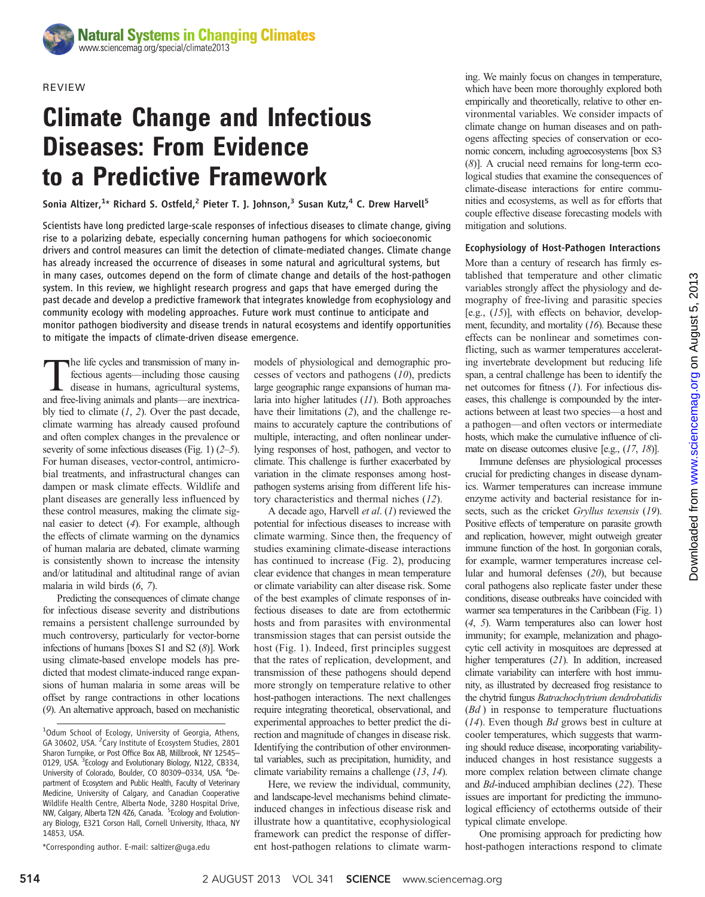REVIEW

# Climate Change and Infectious Diseases: From Evidence to a Predictive Framework

Sonia Altizer,[1]* Richard S. Ostfeld,[2] Pieter T. J. Johnson,[3] Susan Kutz,[4] C. Drew Harvell[5]

Scientists have long predicted large-scale responses of infectious diseases to climate change, giving rise to a polarizing debate, especially concerning human pathogens for which socioeconomic drivers and control measures can limit the detection of climate-mediated changes. Climate change has already increased the occurrence of diseases in some natural and agricultural systems, but in many cases, outcomes depend on the form of climate change and details of the host-pathogen system. In this review, we highlight research progress and gaps that have emerged during the past decade and develop a predictive framework that integrates knowledge from ecophysiology and community ecology with modeling approaches. Future work must continue to anticipate and monitor pathogen biodiversity and disease trends in natural ecosystems and identify opportunities to mitigate the impacts of climate-driven disease emergence.

The life cycles and transmission of many infectious agents—including those causing disease in humans, agricultural systems, and free-living animals and plants—are inextricably tied to climate (*1*, *2*). Over the past decade, climate warming has already caused profound and often complex changes in the prevalence or severity of some infectious diseases (Fig. 1) (*2*–*5*). For human diseases, vector-control, antimicrobial treatments, and infrastructural changes can dampen or mask climate effects. Wildlife and plant diseases are generally less influenced by these control measures, making the climate signal easier to detect (*4*). For example, although the effects of climate warming on the dynamics of human malaria are debated, climate warming is consistently shown to increase the intensity and/or latitudinal and altitudinal range of avian malaria in wild birds (*6*, *7*).

Predicting the consequences of climate change for infectious disease severity and distributions remains a persistent challenge surrounded by much controversy, particularly for vector-borne infections of humans [boxes S1 and S2 (*8*)]. Work using climate-based envelope models has predicted that modest climate-induced range expansions of human malaria in some areas will be offset by range contractions in other locations (*9*). An alternative approach, based on mechanistic models of physiological and demographic processes of vectors and pathogens (*10*), predicts large geographic range expansions of human malaria into higher latitudes (*11*). Both approaches have their limitations (*2*), and the challenge remains to accurately capture the contributions of multiple, interacting, and often nonlinear underlying responses of host, pathogen, and vector to climate. This challenge is further exacerbated by variation in the climate responses among host-pathogen systems arising from different life history characteristics and thermal niches (*12*).

A decade ago, Harvell *et al*. (*1*) reviewed the potential for infectious diseases to increase with climate warming. Since then, the frequency of studies examining climate-disease interactions has continued to increase (Fig. 2), producing clear evidence that changes in mean temperature or climate variability can alter disease risk. Some of the best examples of climate responses of infectious diseases to date are from ectothermic hosts and from parasites with environmental transmission stages that can persist outside the host (Fig. 1). Indeed, first principles suggest that the rates of replication, development, and transmission of these pathogens should depend more strongly on temperature relative to other host-pathogen interactions. The next challenges require integrating theoretical, observational, and experimental approaches to better predict the direction and magnitude of changes in disease risk. Identifying the contribution of other environmental variables, such as precipitation, humidity, and climate variability remains a challenge (*13*, *14*).

Here, we review the individual, community, and landscape-level mechanisms behind climate-induced changes in infectious disease risk and illustrate how a quantitative, ecophysiological framework can predict the response of different host-pathogen relations to climate warming. We mainly focus on changes in temperature, which have been more thoroughly explored both empirically and theoretically, relative to other environmental variables. We consider impacts of climate change on human diseases and on pathogens affecting species of conservation or economic concern, including agroecosystems [box S3 (*8*)]. A crucial need remains for long-term ecological studies that examine the consequences of climate-disease interactions for entire communities and ecosystems, as well as for efforts that couple effective disease forecasting models with mitigation and solutions.

## Ecophysiology of Host-Pathogen Interactions

More than a century of research has firmly established that temperature and other climatic variables strongly affect the physiology and demography of free-living and parasitic species [e.g., (*15*)], with effects on behavior, development, fecundity, and mortality (*16*). Because these effects can be nonlinear and sometimes conflicting, such as warmer temperatures accelerating invertebrate development but reducing life span, a central challenge has been to identify the net outcomes for fitness (*1*). For infectious diseases, this challenge is compounded by the interactions between at least two species—a host and a pathogen—and often vectors or intermediate hosts, which make the cumulative influence of climate on disease outcomes elusive [e.g., (*17*, *18*)].

Immune defenses are physiological processes crucial for predicting changes in disease dynamics. Warmer temperatures can increase immune enzyme activity and bacterial resistance for insects, such as the cricket *Gryllus texensis* (*19*). Positive effects of temperature on parasite growth and replication, however, might outweigh greater immune function of the host. In gorgonian corals, for example, warmer temperatures increase cellular and humoral defenses (*20*), but because coral pathogens also replicate faster under these conditions, disease outbreaks have coincided with warmer sea temperatures in the Caribbean (Fig. 1) (*4*, *5*). Warm temperatures also can lower host immunity; for example, melanization and phagocytic cell activity in mosquitoes are depressed at higher temperatures (*21*). In addition, increased climate variability can interfere with host immunity, as illustrated by decreased frog resistance to the chytrid fungus *Batrachochytrium dendrobatidis* (*Bd*) in response to temperature fluctuations (*14*). Even though *Bd* grows best in culture at cooler temperatures, which suggests that warming should reduce disease, incorporating variability-induced changes in host resistance suggests a more complex relation between climate change and *Bd*-induced amphibian declines (*22*). These issues are important for predicting the immunological efficiency of ectotherms outside of their typical climate envelope.

One promising approach for predicting how host-pathogen interactions respond to climate

[1]Odum School of Ecology, University of Georgia, Athens, GA 30602, USA. [2]Cary Institute of Ecosystem Studies, 2801 Sharon Turnpike, or Post Office Box AB, Millbrook, NY 12545–0129, USA. [3]Ecology and Evolutionary Biology, N122, CB334, University of Colorado, Boulder, CO 80309–0334, USA. [4]Department of Ecosystem and Public Health, Faculty of Veterinary Medicine, University of Calgary, and Canadian Cooperative Wildlife Health Centre, Alberta Node, 3280 Hospital Drive, NW, Calgary, Alberta T2N 4Z6, Canada. [5]Ecology and Evolutionary Biology, E321 Corson Hall, Cornell University, Ithaca, NY 14853, USA.

*Corresponding author. E-mail: saltizer@uga.edu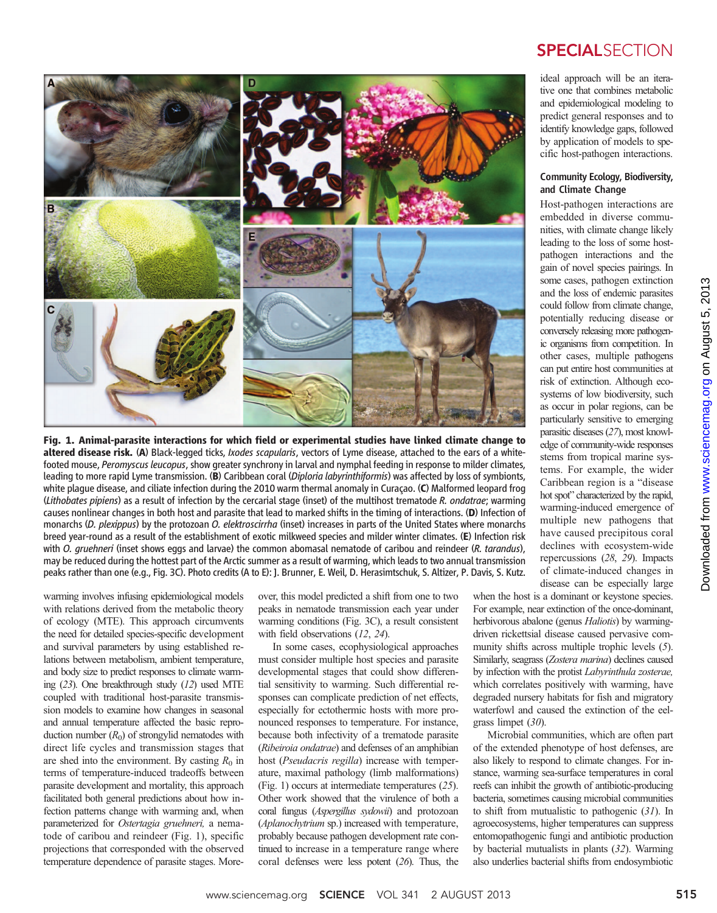**Fig. 1. Animal-parasite interactions for which field or experimental studies have linked climate change to altered disease risk.** (**A**) Black-legged ticks, *Ixodes scapularis*, vectors of Lyme disease, attached to the ears of a white-footed mouse, *Peromyscus leucopus*, show greater synchrony in larval and nymphal feeding in response to milder climates, leading to more rapid Lyme transmission. (**B**) Caribbean coral (*Diploria labyrinthiformis*) was affected by loss of symbionts, white plague disease, and ciliate infection during the 2010 warm thermal anomaly in Curaçao. (**C**) Malformed leopard frog (*Lithobates pipiens*) as a result of infection by the cercarial stage (inset) of the multihost trematode *R. ondatrae*; warming causes nonlinear changes in both host and parasite that lead to marked shifts in the timing of interactions. (**D**) Infection of monarchs (*D. plexippus*) by the protozoan *O. elektroscirrha* (inset) increases in parts of the United States where monarchs breed year-round as a result of the establishment of exotic milkweed species and milder winter climates. (**E**) Infection risk with *O. gruehneri* (inset shows eggs and larvae) the common abomasal nematode of caribou and reindeer (*R. tarandus*), may be reduced during the hottest part of the Arctic summer as a result of warming, which leads to two annual transmission peaks rather than one (e.g., Fig. 3C). Photo credits (A to E): J. Brunner, E. Weil, D. Herasimtschuk, S. Altizer, P. Davis, S. Kutz.

warming involves infusing epidemiological models with relations derived from the metabolic theory of ecology (MTE). This approach circumvents the need for detailed species-specific development and survival parameters by using established relations between metabolism, ambient temperature, and body size to predict responses to climate warming (*23*). One breakthrough study (*12*) used MTE coupled with traditional host-parasite transmission models to examine how changes in seasonal and annual temperature affected the basic reproduction number ($R_0$) of strongylid nematodes with direct life cycles and transmission stages that are shed into the environment. By casting $R_0$ in terms of temperature-induced tradeoffs between parasite development and mortality, this approach facilitated both general predictions about how infection patterns change with warming and, when parameterized for *Ostertagia gruehneri,* a nematode of caribou and reindeer (Fig. 1), specific projections that corresponded with the observed temperature dependence of parasite stages. Moreover, this model predicted a shift from one to two peaks in nematode transmission each year under warming conditions (Fig. 3C), a result consistent with field observations (*12*, *24*).

In some cases, ecophysiological approaches must consider multiple host species and parasite developmental stages that could show differential sensitivity to warming. Such differential responses can complicate prediction of net effects, especially for ectothermic hosts with more pronounced responses to temperature. For instance, because both infectivity of a trematode parasite (*Ribeiroia ondatrae*) and defenses of an amphibian host (*Pseudacris regilla*) increase with temperature, maximal pathology (limb malformations) (Fig. 1) occurs at intermediate temperatures (*25*). Other work showed that the virulence of both a coral fungus (*Aspergillus sydowii*) and protozoan (*Aplanochytrium* sp.) increased with temperature, probably because pathogen development rate continued to increase in a temperature range where coral defenses were less potent (*26*). Thus, the ideal approach will be an iterative one that combines metabolic and epidemiological modeling to predict general responses and to identify knowledge gaps, followed by application of models to specific host-pathogen interactions.

## Community Ecology, Biodiversity, and Climate Change

Host-pathogen interactions are embedded in diverse communities, with climate change likely leading to the loss of some host-pathogen interactions and the gain of novel species pairings. In some cases, pathogen extinction and the loss of endemic parasites could follow from climate change, potentially reducing disease or conversely releasing more pathogenic organisms from competition. In other cases, multiple pathogens can put entire host communities at risk of extinction. Although ecosystems of low biodiversity, such as occur in polar regions, can be particularly sensitive to emerging parasitic diseases (*27*), most knowledge of community-wide responses stems from tropical marine systems. For example, the wider Caribbean region is a "disease hot spot" characterized by the rapid, warming-induced emergence of multiple new pathogens that have caused precipitous coral declines with ecosystem-wide repercussions (*28*, *29*). Impacts of climate-induced changes in disease can be especially large when the host is a dominant or keystone species. For example, near extinction of the once-dominant, herbivorous abalone (genus *Haliotis*) by warming-driven rickettsial disease caused pervasive community shifts across multiple trophic levels (*5*). Similarly, seagrass (*Zostera marina*) declines caused by infection with the protist *Labyrinthula zosterae,* which correlates positively with warming, have degraded nursery habitats for fish and migratory waterfowl and caused the extinction of the eelgrass limpet (*30*).

Microbial communities, which are often part of the extended phenotype of host defenses, are also likely to respond to climate changes. For instance, warming sea-surface temperatures in coral reefs can inhibit the growth of antibiotic-producing bacteria, sometimes causing microbial communities to shift from mutualistic to pathogenic (*31*). In agroecosystems, higher temperatures can suppress entomopathogenic fungi and antibiotic production by bacterial mutualists in plants (*32*). Warming also underlies bacterial shifts from endosymbiotic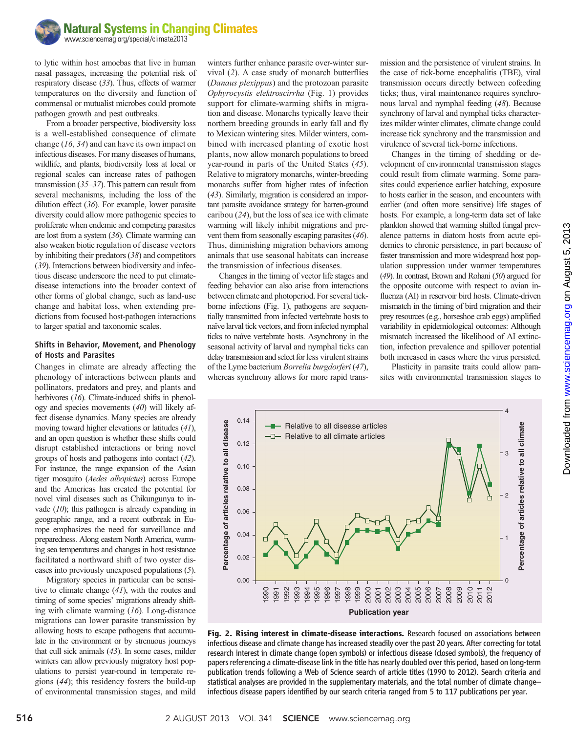to lytic within host amoebas that live in human nasal passages, increasing the potential risk of respiratory disease (*33*). Thus, effects of warmer temperatures on the diversity and function of commensal or mutualist microbes could promote pathogen growth and pest outbreaks.

From a broader perspective, biodiversity loss is a well-established consequence of climate change (*16*, *34*) and can have its own impact on infectious diseases. For many diseases of humans, wildlife, and plants, biodiversity loss at local or regional scales can increase rates of pathogen transmission (*35*–*37*). This pattern can result from several mechanisms, including the loss of the dilution effect (*36*). For example, lower parasite diversity could allow more pathogenic species to proliferate when endemic and competing parasites are lost from a system (*36*). Climate warming can also weaken biotic regulation of disease vectors by inhibiting their predators (*38*) and competitors (*39*). Interactions between biodiversity and infectious disease underscore the need to put climate-disease interactions into the broader context of other forms of global change, such as land-use change and habitat loss, when extending predictions from focused host-pathogen interactions to larger spatial and taxonomic scales.

### Shifts in Behavior, Movement, and Phenology of Hosts and Parasites

Changes in climate are already affecting the phenology of interactions between plants and pollinators, predators and prey, and plants and herbivores (*16*). Climate-induced shifts in phenology and species movements (*40*) will likely affect disease dynamics. Many species are already moving toward higher elevations or latitudes (*41*), and an open question is whether these shifts could disrupt established interactions or bring novel groups of hosts and pathogens into contact (*42*). For instance, the range expansion of the Asian tiger mosquito (*Aedes albopictus*) across Europe and the Americas has created the potential for novel viral diseases such as Chikungunya to invade (*10*); this pathogen is already expanding in geographic range, and a recent outbreak in Europe emphasizes the need for surveillance and preparedness. Along eastern North America, warming sea temperatures and changes in host resistance facilitated a northward shift of two oyster diseases into previously unexposed populations (*5*).

Migratory species in particular can be sensitive to climate change (*41*), with the routes and timing of some species' migrations already shifting with climate warming (*16*). Long-distance migrations can lower parasite transmission by allowing hosts to escape pathogens that accumulate in the environment or by strenuous journeys that cull sick animals (*43*). In some cases, milder winters can allow previously migratory host populations to persist year-round in temperate regions (*44*); this residency fosters the build-up of environmental transmission stages, and mild winters further enhance parasite over-winter survival (*2*). A case study of monarch butterflies (*Danaus plexippus*) and the protozoan parasite *Ophyrocystis elektroscirrha* (Fig. 1) provides support for climate-warming shifts in migration and disease. Monarchs typically leave their northern breeding grounds in early fall and fly to Mexican wintering sites. Milder winters, combined with increased planting of exotic host plants, now allow monarch populations to breed year-round in parts of the United States (*45*). Relative to migratory monarchs, winter-breeding monarchs suffer from higher rates of infection (*43*). Similarly, migration is considered an important parasite avoidance strategy for barren-ground caribou (*24*), but the loss of sea ice with climate warming will likely inhibit migrations and prevent them from seasonally escaping parasites (*46*). Thus, diminishing migration behaviors among animals that use seasonal habitats can increase the transmission of infectious diseases.

Changes in the timing of vector life stages and feeding behavior can also arise from interactions between climate and photoperiod. For several tick-borne infections (Fig. 1), pathogens are sequentially transmitted from infected vertebrate hosts to naïve larval tick vectors, and from infected nymphal ticks to naïve vertebrate hosts. Asynchrony in the seasonal activity of larval and nymphal ticks can delay transmission and select for less virulent strains of the Lyme bacterium *Borrelia burgdorferi* (*47*), whereas synchrony allows for more rapid transmission and the persistence of virulent strains. In the case of tick-borne encephalitis (TBE), viral transmission occurs directly between cofeeding ticks; thus, viral maintenance requires synchronous larval and nymphal feeding (*48*). Because synchrony of larval and nymphal ticks characterizes milder winter climates, climate change could increase tick synchrony and the transmission and virulence of several tick-borne infections.

Changes in the timing of shedding or development of environmental transmission stages could result from climate warming. Some parasites could experience earlier hatching, exposure to hosts earlier in the season, and encounters with earlier (and often more sensitive) life stages of hosts. For example, a long-term data set of lake plankton showed that warming shifted fungal prevalence patterns in diatom hosts from acute epidemics to chronic persistence, in part because of faster transmission and more widespread host population suppression under warmer temperatures (*49*). In contrast, Brown and Rohani (*50*) argued for the opposite outcome with respect to avian influenza (AI) in reservoir bird hosts. Climate-driven mismatch in the timing of bird migration and their prey resources (e.g., horseshoe crab eggs) amplified variability in epidemiological outcomes: Although mismatch increased the likelihood of AI extinction, infection prevalence and spillover potential both increased in cases where the virus persisted.

Plasticity in parasite traits could allow parasites with environmental transmission stages to

**Fig. 2. Rising interest in climate-disease interactions.** Research focused on associations between infectious disease and climate change has increased steadily over the past 20 years. After correcting for total research interest in climate change (open symbols) or infectious disease (closed symbols), the frequency of papers referencing a climate-disease link in the title has nearly doubled over this period, based on long-term publication trends following a Web of Science search of article titles (1990 to 2012). Search criteria and statistical analyses are provided in the supplementary materials, and the total number of climate change–infectious disease papers identified by our search criteria ranged from 5 to 117 publications per year.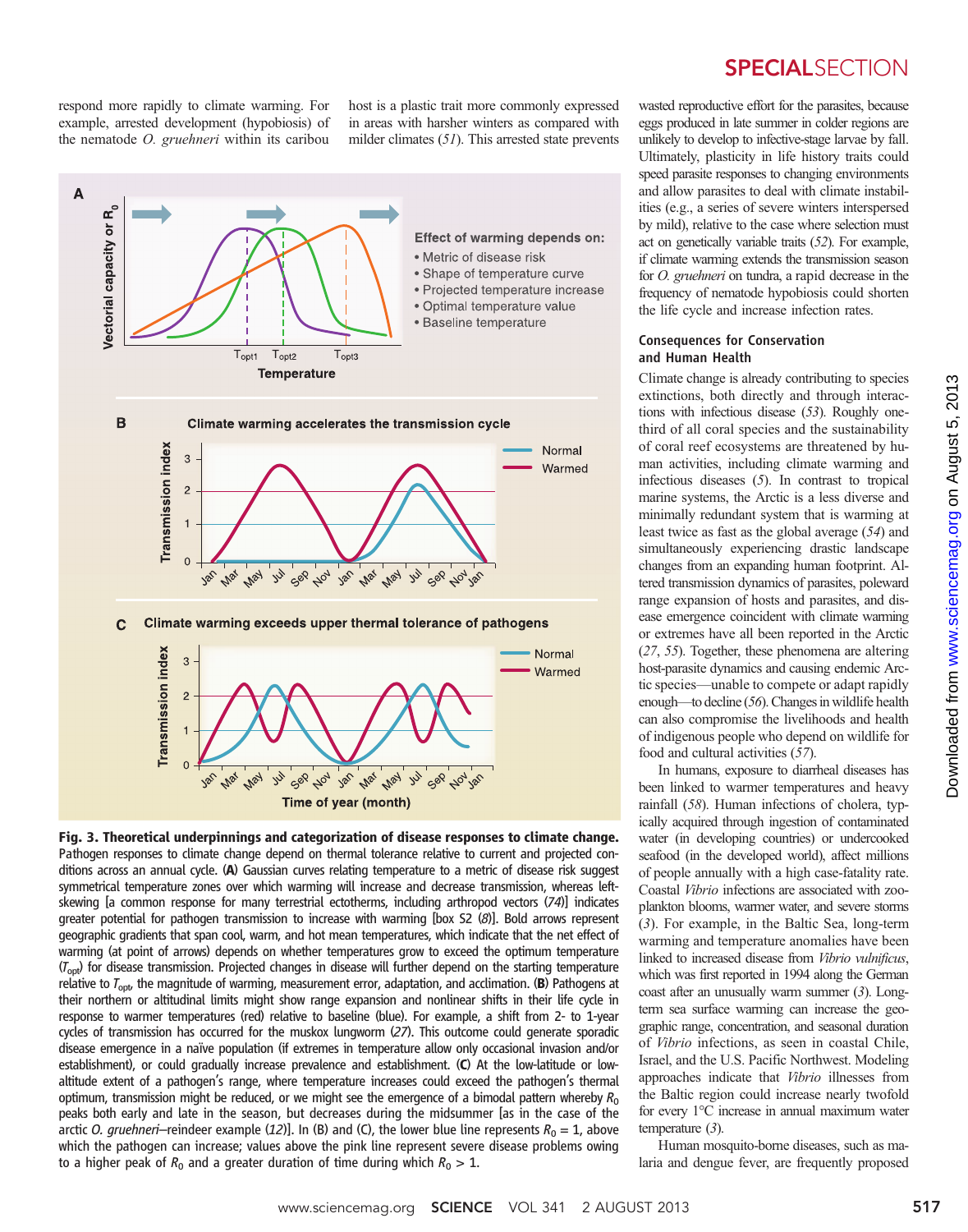respond more rapidly to climate warming. For example, arrested development (hypobiosis) of the nematode *O. gruehneri* within its caribou host is a plastic trait more commonly expressed in areas with harsher winters as compared with milder climates (*51*). This arrested state prevents wasted reproductive effort for the parasites, because eggs produced in late summer in colder regions are unlikely to develop to infective-stage larvae by fall. Ultimately, plasticity in life history traits could speed parasite responses to changing environments and allow parasites to deal with climate instabilities (e.g., a series of severe winters interspersed by mild), relative to the case where selection must act on genetically variable traits (*52*). For example, if climate warming extends the transmission season for *O. gruehneri* on tundra, a rapid decrease in the frequency of nematode hypobiosis could shorten the life cycle and increase infection rates.

**Fig. 3. Theoretical underpinnings and categorization of disease responses to climate change.** Pathogen responses to climate change depend on thermal tolerance relative to current and projected conditions across an annual cycle. (**A**) Gaussian curves relating temperature to a metric of disease risk suggest symmetrical temperature zones over which warming will increase and decrease transmission, whereas left-skewing [a common response for many terrestrial ectotherms, including arthropod vectors (*74*)] indicates greater potential for pathogen transmission to increase with warming [box S2 (*8*)]. Bold arrows represent geographic gradients that span cool, warm, and hot mean temperatures, which indicate that the net effect of warming (at point of arrows) depends on whether temperatures grow to exceed the optimum temperature ($T_{opt}$) for disease transmission. Projected changes in disease will further depend on the starting temperature relative to $T_{opt}$, the magnitude of warming, measurement error, adaptation, and acclimation. (**B**) Pathogens at their northern or altitudinal limits might show range expansion and nonlinear shifts in their life cycle in response to warmer temperatures (red) relative to baseline (blue). For example, a shift from 2- to 1-year cycles of transmission has occurred for the muskox lungworm (*27*). This outcome could generate sporadic disease emergence in a naïve population (if extremes in temperature allow only occasional invasion and/or establishment), or could gradually increase prevalence and establishment. (**C**) At the low-latitude or low-altitude extent of a pathogen's range, where temperature increases could exceed the pathogen's thermal optimum, transmission might be reduced, or we might see the emergence of a bimodal pattern whereby $R_0$ peaks both early and late in the season, but decreases during the midsummer [as in the case of the arctic *O. gruehneri*–reindeer example (*12*)]. In (B) and (C), the lower blue line represents $R_0 = 1$, above which the pathogen can increase; values above the pink line represent severe disease problems owing to a higher peak of $R_0$ and a greater duration of time during which $R_0 > 1$.

### Consequences for Conservation and Human Health

Climate change is already contributing to species extinctions, both directly and through interactions with infectious disease (*53*). Roughly one-third of all coral species and the sustainability of coral reef ecosystems are threatened by human activities, including climate warming and infectious diseases (*5*). In contrast to tropical marine systems, the Arctic is a less diverse and minimally redundant system that is warming at least twice as fast as the global average (*54*) and simultaneously experiencing drastic landscape changes from an expanding human footprint. Altered transmission dynamics of parasites, poleward range expansion of hosts and parasites, and disease emergence coincident with climate warming or extremes have all been reported in the Arctic (*27*, *55*). Together, these phenomena are altering host-parasite dynamics and causing endemic Arctic species—unable to compete or adapt rapidly enough—to decline (*56*). Changes in wildlife health can also compromise the livelihoods and health of indigenous people who depend on wildlife for food and cultural activities (*57*).

In humans, exposure to diarrheal diseases has been linked to warmer temperatures and heavy rainfall (*58*). Human infections of cholera, typically acquired through ingestion of contaminated water (in developing countries) or undercooked seafood (in the developed world), affect millions of people annually with a high case-fatality rate. Coastal *Vibrio* infections are associated with zooplankton blooms, warmer water, and severe storms (*3*). For example, in the Baltic Sea, long-term warming and temperature anomalies have been linked to increased disease from *Vibrio vulnificus*, which was first reported in 1994 along the German coast after an unusually warm summer (*3*). Long-term sea surface warming can increase the geographic range, concentration, and seasonal duration of *Vibrio* infections, as seen in coastal Chile, Israel, and the U.S. Pacific Northwest. Modeling approaches indicate that *Vibrio* illnesses from the Baltic region could increase nearly twofold for every 1°C increase in annual maximum water temperature (*3*).

Human mosquito-borne diseases, such as malaria and dengue fever, are frequently proposed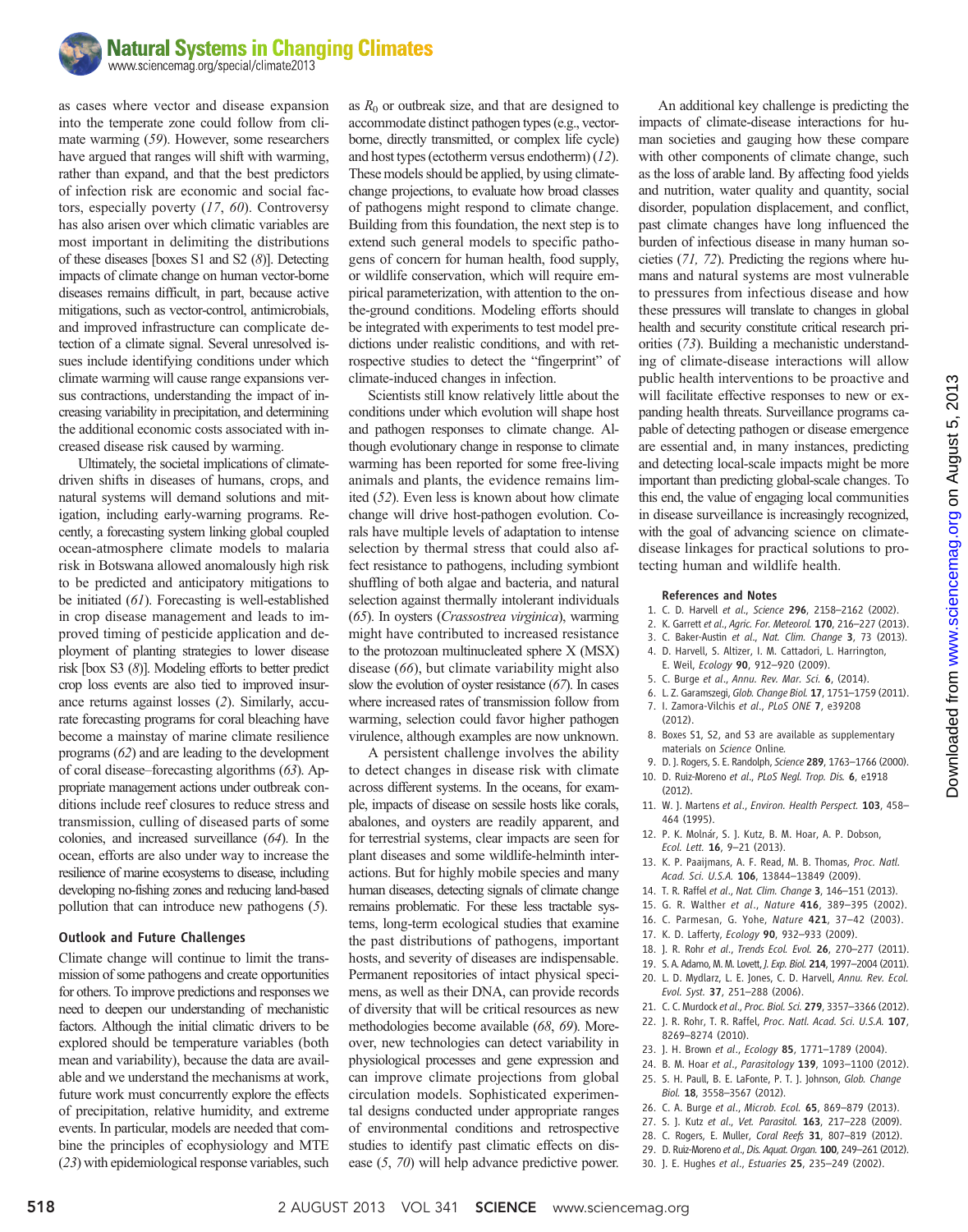as cases where vector and disease expansion into the temperate zone could follow from climate warming (*59*). However, some researchers have argued that ranges will shift with warming, rather than expand, and that the best predictors of infection risk are economic and social factors, especially poverty (*17*, *60*). Controversy has also arisen over which climatic variables are most important in delimiting the distributions of these diseases [boxes S1 and S2 (*8*)]. Detecting impacts of climate change on human vector-borne diseases remains difficult, in part, because active mitigations, such as vector-control, antimicrobials, and improved infrastructure can complicate detection of a climate signal. Several unresolved issues include identifying conditions under which climate warming will cause range expansions versus contractions, understanding the impact of increasing variability in precipitation, and determining the additional economic costs associated with increased disease risk caused by warming.

Ultimately, the societal implications of climate-driven shifts in diseases of humans, crops, and natural systems will demand solutions and mitigation, including early-warning programs. Recently, a forecasting system linking global coupled ocean-atmosphere climate models to malaria risk in Botswana allowed anomalously high risk to be predicted and anticipatory mitigations to be initiated (*61*). Forecasting is well-established in crop disease management and leads to improved timing of pesticide application and deployment of planting strategies to lower disease risk [box S3 (*8*)]. Modeling efforts to better predict crop loss events are also tied to improved insurance returns against losses (*2*). Similarly, accurate forecasting programs for coral bleaching have become a mainstay of marine climate resilience programs (*62*) and are leading to the development of coral disease–forecasting algorithms (*63*). Appropriate management actions under outbreak conditions include reef closures to reduce stress and transmission, culling of diseased parts of some colonies, and increased surveillance (*64*). In the ocean, efforts are also under way to increase the resilience of marine ecosystems to disease, including developing no-fishing zones and reducing land-based pollution that can introduce new pathogens (*5*).

### Outlook and Future Challenges

Climate change will continue to limit the transmission of some pathogens and create opportunities for others. To improve predictions and responses we need to deepen our understanding of mechanistic factors. Although the initial climatic drivers to be explored should be temperature variables (both mean and variability), because the data are available and we understand the mechanisms at work, future work must concurrently explore the effects of precipitation, relative humidity, and extreme events. In particular, models are needed that combine the principles of ecophysiology and MTE (*23*) with epidemiological response variables, such as $R_0$ or outbreak size, and that are designed to accommodate distinct pathogen types (e.g., vector-borne, directly transmitted, or complex life cycle) and host types (ectotherm versus endotherm) (*12*). These models should be applied, by using climate-change projections, to evaluate how broad classes of pathogens might respond to climate change. Building from this foundation, the next step is to extend such general models to specific pathogens of concern for human health, food supply, or wildlife conservation, which will require empirical parameterization, with attention to the on-the-ground conditions. Modeling efforts should be integrated with experiments to test model predictions under realistic conditions, and with retrospective studies to detect the "fingerprint" of climate-induced changes in infection.

Scientists still know relatively little about the conditions under which evolution will shape host and pathogen responses to climate change. Although evolutionary change in response to climate warming has been reported for some free-living animals and plants, the evidence remains limited (*52*). Even less is known about how climate change will drive host-pathogen evolution. Corals have multiple levels of adaptation to intense selection by thermal stress that could also affect resistance to pathogens, including symbiont shuffling of both algae and bacteria, and natural selection against thermally intolerant individuals (*65*). In oysters (*Crassostrea virginica*), warming might have contributed to increased resistance to the protozoan multinucleated sphere X (MSX) disease (*66*), but climate variability might also slow the evolution of oyster resistance (*67*). In cases where increased rates of transmission follow from warming, selection could favor higher pathogen virulence, although examples are now unknown.

A persistent challenge involves the ability to detect changes in disease risk with climate across different systems. In the oceans, for example, impacts of disease on sessile hosts like corals, abalones, and oysters are readily apparent, and for terrestrial systems, clear impacts are seen for plant diseases and some wildlife-helminth interactions. But for highly mobile species and many human diseases, detecting signals of climate change remains problematic. For these less tractable systems, long-term ecological studies that examine the past distributions of pathogens, important hosts, and severity of diseases are indispensable. Permanent repositories of intact physical specimens, as well as their DNA, can provide records of diversity that will be critical resources as new methodologies become available (*68*, *69*). Moreover, new technologies can detect variability in physiological processes and gene expression and can improve climate projections from global circulation models. Sophisticated experimental designs conducted under appropriate ranges of environmental conditions and retrospective studies to identify past climatic effects on disease (*5*, *70*) will help advance predictive power.

An additional key challenge is predicting the impacts of climate-disease interactions for human societies and gauging how these compare with other components of climate change, such as the loss of arable land. By affecting food yields and nutrition, water quality and quantity, social disorder, population displacement, and conflict, past climate changes have long influenced the burden of infectious disease in many human societies (*71*, *72*). Predicting the regions where humans and natural systems are most vulnerable to pressures from infectious disease and how these pressures will translate to changes in global health and security constitute critical research priorities (*73*). Building a mechanistic understanding of climate-disease interactions will allow public health interventions to be proactive and will facilitate effective responses to new or expanding health threats. Surveillance programs capable of detecting pathogen or disease emergence are essential and, in many instances, predicting and detecting local-scale impacts might be more important than predicting global-scale changes. To this end, the value of engaging local communities in disease surveillance is increasingly recognized, with the goal of advancing science on climate-disease linkages for practical solutions to protecting human and wildlife health.

### References and Notes

1. C. D. Harvell *et al.*, *Science* **296**, 2158–2162 (2002).
2. K. Garrett *et al.*, *Agric. For. Meteorol.* **170**, 216–227 (2013).
3. C. Baker-Austin *et al.*, *Nat. Clim. Change* **3**, 73 (2013).
4. D. Harvell, S. Altizer, I. M. Cattadori, L. Harrington, E. Weil, *Ecology* **90**, 912–920 (2009).
5. C. Burge *et al.*, *Annu. Rev. Mar. Sci.* **6**, (2014).
6. L. Z. Garamszegi, *Glob. Change Biol.* **17**, 1751–1759 (2011).
7. I. Zamora-Vilchis *et al.*, *PLoS ONE* **7**, e39208 (2012).
8. Boxes S1, S2, and S3 are available as supplementary materials on *Science* Online.
9. D. J. Rogers, S. E. Randolph, *Science* **289**, 1763–1766 (2000).
10. D. Ruiz-Moreno *et al.*, *PLoS Negl. Trop. Dis.* **6**, e1918 (2012).
11. W. J. Martens *et al.*, *Environ. Health Perspect.* **103**, 458–464 (1995).
12. P. K. Molnár, S. J. Kutz, B. M. Hoar, A. P. Dobson, *Ecol. Lett.* **16**, 9–21 (2013).
13. K. P. Paaijmans, A. F. Read, M. B. Thomas, *Proc. Natl. Acad. Sci. U.S.A.* **106**, 13844–13849 (2009).
14. T. R. Raffel *et al.*, *Nat. Clim. Change* **3**, 146–151 (2013).
15. G. R. Walther *et al.*, *Nature* **416**, 389–395 (2002).
16. C. Parmesan, G. Yohe, *Nature* **421**, 37–42 (2003).
17. K. D. Lafferty, *Ecology* **90**, 932–933 (2009).
18. J. R. Rohr *et al.*, *Trends Ecol. Evol.* **26**, 270–277 (2011).
19. S. A. Adamo, M. M. Lovett, *J. Exp. Biol.* **214**, 1997–2004 (2011).
20. L. D. Mydlarz, L. E. Jones, C. D. Harvell, *Annu. Rev. Ecol. Evol. Syst.* **37**, 251–288 (2006).
21. C. C. Murdock *et al.*, *Proc. Biol. Sci.* **279**, 3357–3366 (2012).
22. J. R. Rohr, T. R. Raffel, *Proc. Natl. Acad. Sci. U.S.A.* **107**, 8269–8274 (2010).
23. J. H. Brown *et al.*, *Ecology* **85**, 1771–1789 (2004).
24. B. M. Hoar *et al.*, *Parasitology* **139**, 1093–1100 (2012).
25. S. H. Paull, B. E. LaFonte, P. T. J. Johnson, *Glob. Change Biol.* **18**, 3558–3567 (2012).
26. C. A. Burge *et al.*, *Microb. Ecol.* **65**, 869–879 (2013).
27. S. J. Kutz *et al.*, *Vet. Parasitol.* **163**, 217–228 (2009).
28. C. Rogers, E. Muller, *Coral Reefs* **31**, 807–819 (2012).
29. D. Ruiz-Moreno *et al.*, *Dis. Aquat. Organ.* **100**, 249–261 (2012).
30. J. E. Hughes *et al.*, *Estuaries* **25**, 235–249 (2002).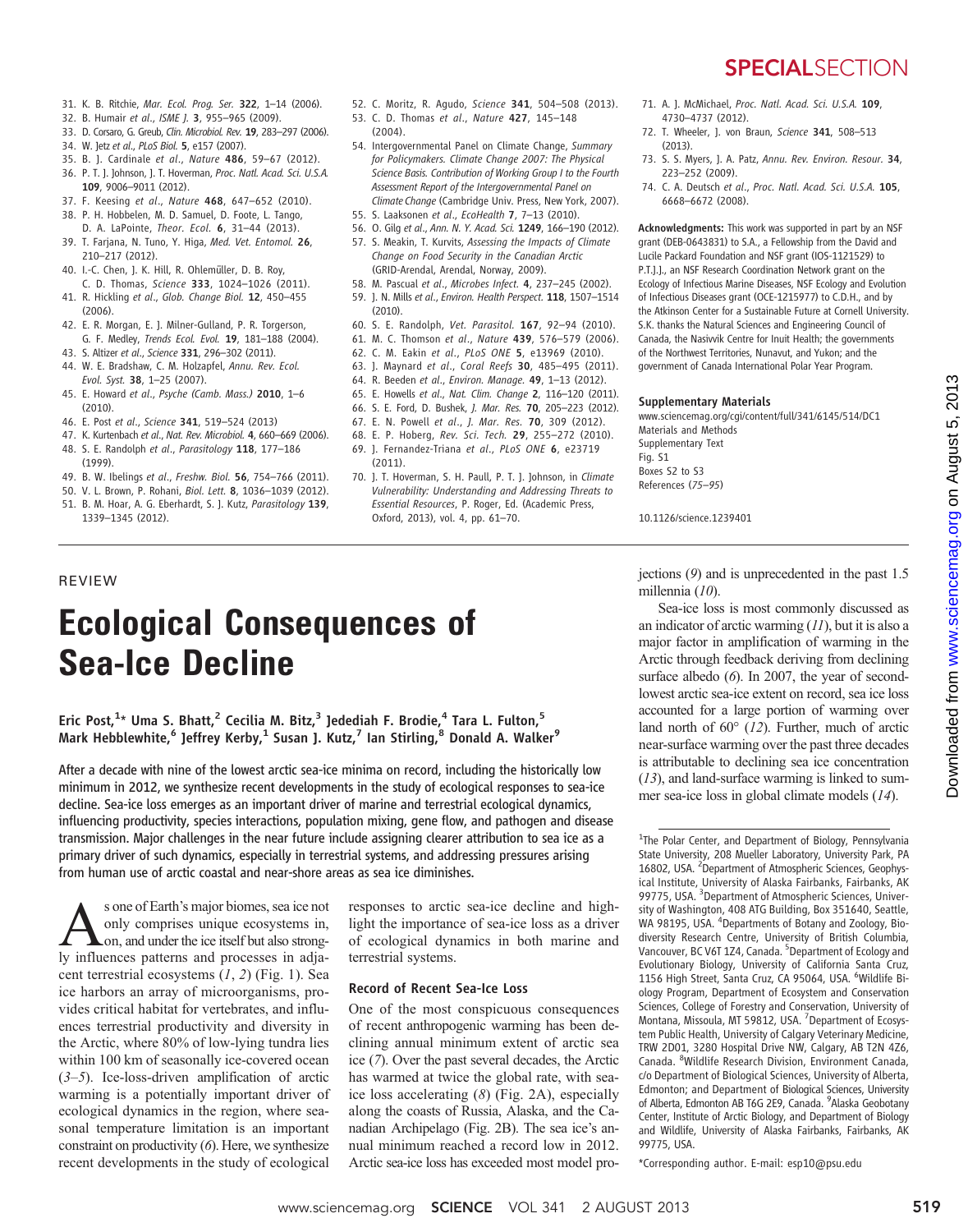31. K. B. Ritchie, *Mar. Ecol. Prog. Ser.* **322**, 1–14 (2006).
32. B. Humair *et al.*, *ISME J.* **3**, 955–965 (2009).
33. D. Corsaro, G. Greub, *Clin. Microbiol. Rev.* **19**, 283–297 (2006).
34. W. Jetz *et al.*, *PLoS Biol.* **5**, e157 (2007).
35. B. J. Cardinale *et al.*, *Nature* **486**, 59–67 (2012).
36. P. T. J. Johnson, J. T. Hoverman, *Proc. Natl. Acad. Sci. U.S.A.* **109**, 9006–9011 (2012).
37. F. Keesing *et al.*, *Nature* **468**, 647–652 (2010).
38. P. H. Hobbelen, M. D. Samuel, D. Foote, L. Tango, D. A. LaPointe, *Theor. Ecol.* **6**, 31–44 (2013).
39. T. Farjana, N. Tuno, Y. Higa, *Med. Vet. Entomol.* **26**, 210–217 (2012).
40. I.-C. Chen, J. K. Hill, R. Ohlemüller, D. B. Roy, C. D. Thomas, *Science* **333**, 1024–1026 (2011).
41. R. Hickling *et al.*, *Glob. Change Biol.* **12**, 450–455 (2006).
42. E. R. Morgan, E. J. Milner-Gulland, P. R. Torgerson, G. F. Medley, *Trends Ecol. Evol.* **19**, 181–188 (2004).
43. S. Altizer *et al.*, *Science* **331**, 296–302 (2011).
44. W. E. Bradshaw, C. M. Holzapfel, *Annu. Rev. Ecol. Evol. Syst.* **38**, 1–25 (2007).
45. E. Howard *et al.*, *Psyche (Camb. Mass.)* **2010**, 1–6 (2010).
46. E. Post *et al.*, *Science* **341**, 519–524 (2013)
47. K. Kurtenbach *et al.*, *Nat. Rev. Microbiol.* **4**, 660–669 (2006).
48. S. E. Randolph *et al.*, *Parasitology* **118**, 177–186 (1999).
49. B. W. Ibelings *et al.*, *Freshw. Biol.* **56**, 754–766 (2011).
50. V. L. Brown, P. Rohani, *Biol. Lett.* **8**, 1036–1039 (2012).
51. B. M. Hoar, A. G. Eberhardt, S. J. Kutz, *Parasitology* **139**, 1339–1345 (2012).
52. C. Moritz, R. Agudo, *Science* **341**, 504–508 (2013).
53. C. D. Thomas *et al.*, *Nature* **427**, 145–148 (2004).
54. Intergovernmental Panel on Climate Change, *Summary for Policymakers. Climate Change 2007: The Physical Science Basis. Contribution of Working Group I to the Fourth Assessment Report of the Intergovernmental Panel on Climate Change* (Cambridge Univ. Press, New York, 2007).
55. S. Laaksonen *et al.*, *EcoHealth* **7**, 7–13 (2010).
56. O. Gilg *et al.*, *Ann. N. Y. Acad. Sci.* **1249**, 166–190 (2012).
57. S. Meakin, T. Kurvits, *Assessing the Impacts of Climate Change on Food Security in the Canadian Arctic* (GRID-Arendal, Arendal, Norway, 2009).
58. M. Pascual *et al.*, *Microbes Infect.* **4**, 237–245 (2002).
59. J. N. Mills *et al.*, *Environ. Health Perspect.* **118**, 1507–1514 (2010).
60. S. E. Randolph, *Vet. Parasitol.* **167**, 92–94 (2010).
61. M. C. Thomson *et al.*, *Nature* **439**, 576–579 (2006).
62. C. M. Eakin *et al.*, *PLoS ONE* **5**, e13969 (2010).
63. J. Maynard *et al.*, *Coral Reefs* **30**, 485–495 (2011).
64. R. Beeden *et al.*, *Environ. Manage.* **49**, 1–13 (2012).
65. E. Howells *et al.*, *Nat. Clim. Change* **2**, 116–120 (2011).
66. S. E. Ford, D. Bushek, *J. Mar. Res.* **70**, 205–223 (2012).
67. E. N. Powell *et al.*, *J. Mar. Res.* **70**, 309 (2012).
68. E. P. Hoberg, *Rev. Sci. Tech.* **29**, 255–272 (2010).
69. J. Fernandez-Triana *et al.*, *PLoS ONE* **6**, e23719 (2011).
70. J. T. Hoverman, S. H. Paull, P. T. J. Johnson, in *Climate Vulnerability: Understanding and Addressing Threats to Essential Resources*, P. Roger, Ed. (Academic Press, Oxford, 2013), vol. 4, pp. 61–70.
71. A. J. McMichael, *Proc. Natl. Acad. Sci. U.S.A.* **109**, 4730–4737 (2012).
72. T. Wheeler, J. von Braun, *Science* **341**, 508–513 (2013).
73. S. S. Myers, J. A. Patz, *Annu. Rev. Environ. Resour.* **34**, 223–252 (2009).
74. C. A. Deutsch *et al.*, *Proc. Natl. Acad. Sci. U.S.A.* **105**, 6668–6672 (2008).

**Acknowledgments:** This work was supported in part by an NSF grant (DEB-0643831) to S.A., a Fellowship from the David and Lucile Packard Foundation and NSF grant (IOS-1121529) to P.T.J.J., an NSF Research Coordination Network grant on the Ecology of Infectious Marine Diseases, NSF Ecology and Evolution of Infectious Diseases grant (OCE-1215977) to C.D.H., and by the Atkinson Center for a Sustainable Future at Cornell University. S.K. thanks the Natural Sciences and Engineering Council of Canada, the Nasivvik Centre for Inuit Health; the governments of the Northwest Territories, Nunavut, and Yukon; and the government of Canada International Polar Year Program.

**Supplementary Materials**
www.sciencemag.org/cgi/content/full/341/6145/514/DC1
Materials and Methods
Supplementary Text
Fig. S1
Boxes S2 to S3
References (*75*–*95*)

10.1126/science.1239401

REVIEW

# Ecological Consequences of Sea-Ice Decline

**Eric Post,[1]* Uma S. Bhatt,[2] Cecilia M. Bitz,[3] Jedediah F. Brodie,[4] Tara L. Fulton,[5] Mark Hebblewhite,[6] Jeffrey Kerby,[1] Susan J. Kutz,[7] Ian Stirling,[8] Donald A. Walker[9]**

**After a decade with nine of the lowest arctic sea-ice minima on record, including the historically low minimum in 2012, we synthesize recent developments in the study of ecological responses to sea-ice decline. Sea-ice loss emerges as an important driver of marine and terrestrial ecological dynamics, influencing productivity, species interactions, population mixing, gene flow, and pathogen and disease transmission. Major challenges in the near future include assigning clearer attribution to sea ice as a primary driver of such dynamics, especially in terrestrial systems, and addressing pressures arising from human use of arctic coastal and near-shore areas as sea ice diminishes.**

As one of Earth's major biomes, sea ice not only comprises unique ecosystems in, on, and under the ice itself but also strongly influences patterns and processes in adjacent terrestrial ecosystems (*1*, *2*) (Fig. 1). Sea ice harbors an array of microorganisms, provides critical habitat for vertebrates, and influences terrestrial productivity and diversity in the Arctic, where 80% of low-lying tundra lies within 100 km of seasonally ice-covered ocean (*3*–*5*). Ice-loss-driven amplification of arctic warming is a potentially important driver of ecological dynamics in the region, where seasonal temperature limitation is an important constraint on productivity (*6*). Here, we synthesize recent developments in the study of ecological responses to arctic sea-ice decline and highlight the importance of sea-ice loss as a driver of ecological dynamics in both marine and terrestrial systems.

## Record of Recent Sea-Ice Loss

One of the most conspicuous consequences of recent anthropogenic warming has been declining annual minimum extent of arctic sea ice (*7*). Over the past several decades, the Arctic has warmed at twice the global rate, with sea-ice loss accelerating (*8*) (Fig. 2A), especially along the coasts of Russia, Alaska, and the Canadian Archipelago (Fig. 2B). The sea ice's annual minimum reached a record low in 2012. Arctic sea-ice loss has exceeded most model projections (*9*) and is unprecedented in the past 1.5 millennia (*10*).

Sea-ice loss is most commonly discussed as an indicator of arctic warming (*11*), but it is also a major factor in amplification of warming in the Arctic through feedback deriving from declining surface albedo (*6*). In 2007, the year of second-lowest arctic sea-ice extent on record, sea ice loss accounted for a large portion of warming over land north of 60° (*12*). Further, much of arctic near-surface warming over the past three decades is attributable to declining sea ice concentration (*13*), and land-surface warming is linked to summer sea-ice loss in global climate models (*14*).

[1]The Polar Center, and Department of Biology, Pennsylvania State University, 208 Mueller Laboratory, University Park, PA 16802, USA. [2]Department of Atmospheric Sciences, Geophysical Institute, University of Alaska Fairbanks, Fairbanks, AK 99775, USA. [3]Department of Atmospheric Sciences, University of Washington, 408 ATG Building, Box 351640, Seattle, WA 98195, USA. [4]Departments of Botany and Zoology, Biodiversity Research Centre, University of British Columbia, Vancouver, BC V6T 1Z4, Canada. [5]Department of Ecology and Evolutionary Biology, University of California Santa Cruz, 1156 High Street, Santa Cruz, CA 95064, USA. [6]Wildlife Biology Program, Department of Ecosystem and Conservation Sciences, College of Forestry and Conservation, University of Montana, Missoula, MT 59812, USA. [7]Department of Ecosystem Public Health, University of Calgary Veterinary Medicine, TRW 2D01, 3280 Hospital Drive NW, Calgary, AB T2N 4Z6, Canada. [8]Wildlife Research Division, Environment Canada, c/o Department of Biological Sciences, University of Alberta, Edmonton; and Department of Biological Sciences, University of Alberta, Edmonton AB T6G 2E9, Canada. [9]Alaska Geobotany Center, Institute of Arctic Biology, and Department of Biology and Wildlife, University of Alaska Fairbanks, Fairbanks, AK 99775, USA.

*Corresponding author. E-mail: esp10@psu.edu